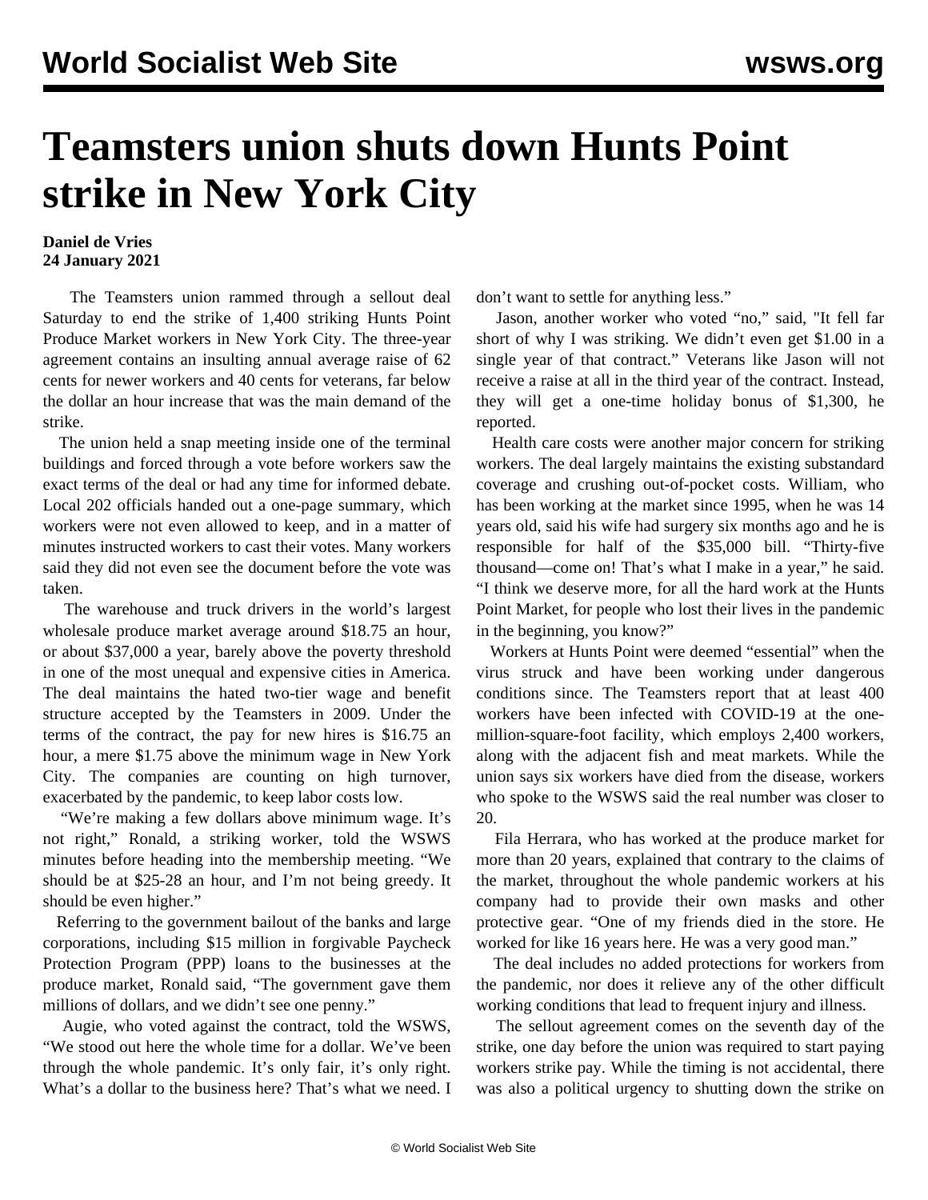# Teamsters union shuts down Hunts Point strike in New York City

**Daniel de Vries**
**24 January 2021**

The Teamsters union rammed through a sellout deal Saturday to end the strike of 1,400 striking Hunts Point Produce Market workers in New York City. The three-year agreement contains an insulting annual average raise of 62 cents for newer workers and 40 cents for veterans, far below the dollar an hour increase that was the main demand of the strike.

The union held a snap meeting inside one of the terminal buildings and forced through a vote before workers saw the exact terms of the deal or had any time for informed debate. Local 202 officials handed out a one-page summary, which workers were not even allowed to keep, and in a matter of minutes instructed workers to cast their votes. Many workers said they did not even see the document before the vote was taken.

The warehouse and truck drivers in the world's largest wholesale produce market average around $18.75 an hour, or about $37,000 a year, barely above the poverty threshold in one of the most unequal and expensive cities in America. The deal maintains the hated two-tier wage and benefit structure accepted by the Teamsters in 2009. Under the terms of the contract, the pay for new hires is $16.75 an hour, a mere $1.75 above the minimum wage in New York City. The companies are counting on high turnover, exacerbated by the pandemic, to keep labor costs low.

"We're making a few dollars above minimum wage. It's not right," Ronald, a striking worker, told the WSWS minutes before heading into the membership meeting. "We should be at $25-28 an hour, and I'm not being greedy. It should be even higher."

Referring to the government bailout of the banks and large corporations, including $15 million in forgivable Paycheck Protection Program (PPP) loans to the businesses at the produce market, Ronald said, "The government gave them millions of dollars, and we didn't see one penny."

Augie, who voted against the contract, told the WSWS, "We stood out here the whole time for a dollar. We've been through the whole pandemic. It's only fair, it's only right. What's a dollar to the business here? That's what we need. I don't want to settle for anything less."

Jason, another worker who voted "no," said, "It fell far short of why I was striking. We didn't even get $1.00 in a single year of that contract." Veterans like Jason will not receive a raise at all in the third year of the contract. Instead, they will get a one-time holiday bonus of $1,300, he reported.

Health care costs were another major concern for striking workers. The deal largely maintains the existing substandard coverage and crushing out-of-pocket costs. William, who has been working at the market since 1995, when he was 14 years old, said his wife had surgery six months ago and he is responsible for half of the $35,000 bill. "Thirty-five thousand—come on! That's what I make in a year," he said. "I think we deserve more, for all the hard work at the Hunts Point Market, for people who lost their lives in the pandemic in the beginning, you know?"

Workers at Hunts Point were deemed "essential" when the virus struck and have been working under dangerous conditions since. The Teamsters report that at least 400 workers have been infected with COVID-19 at the one-million-square-foot facility, which employs 2,400 workers, along with the adjacent fish and meat markets. While the union says six workers have died from the disease, workers who spoke to the WSWS said the real number was closer to 20.

Fila Herrara, who has worked at the produce market for more than 20 years, explained that contrary to the claims of the market, throughout the whole pandemic workers at his company had to provide their own masks and other protective gear. "One of my friends died in the store. He worked for like 16 years here. He was a very good man."

The deal includes no added protections for workers from the pandemic, nor does it relieve any of the other difficult working conditions that lead to frequent injury and illness.

The sellout agreement comes on the seventh day of the strike, one day before the union was required to start paying workers strike pay. While the timing is not accidental, there was also a political urgency to shutting down the strike on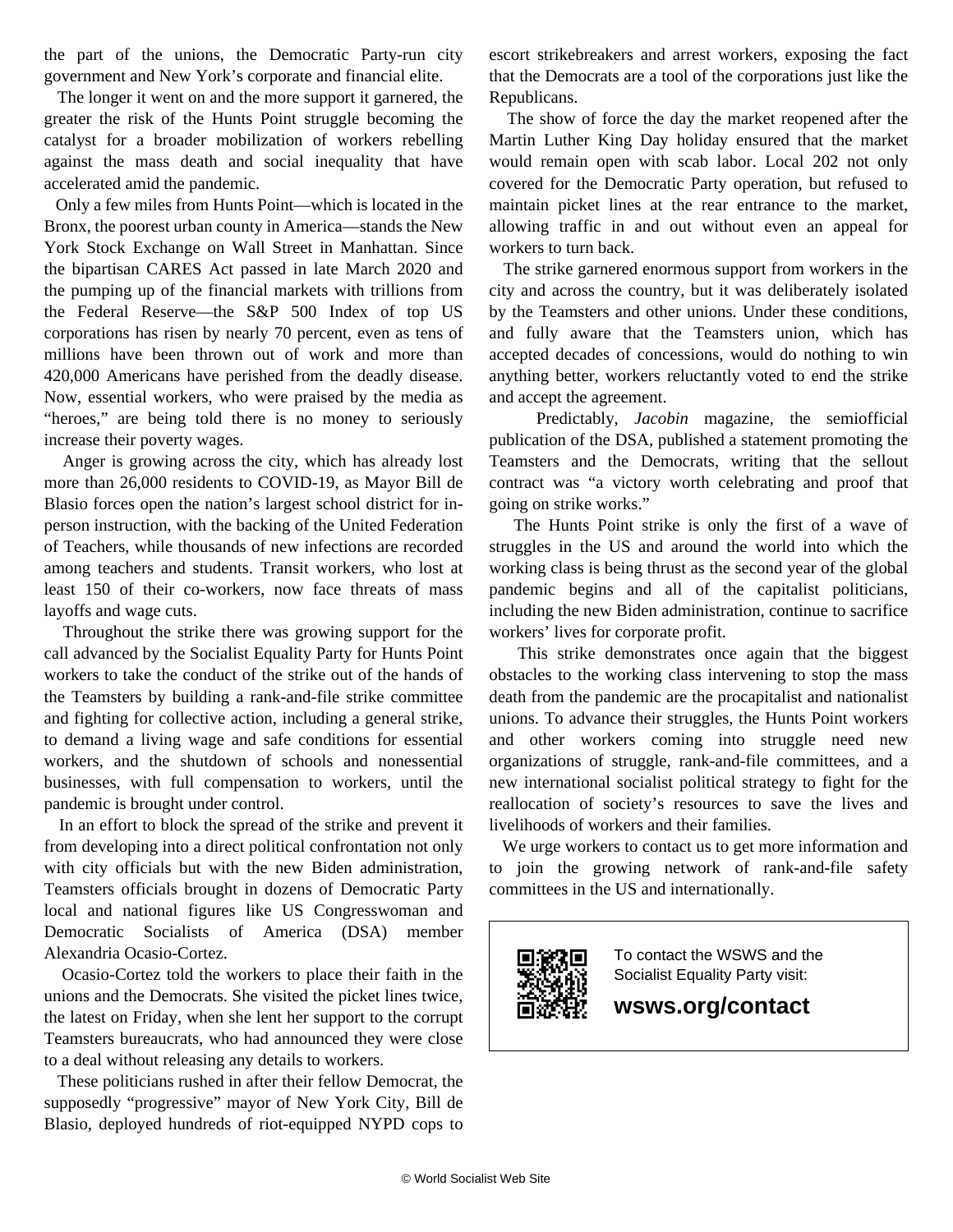the part of the unions, the Democratic Party-run city government and New York's corporate and financial elite.

The longer it went on and the more support it garnered, the greater the risk of the Hunts Point struggle becoming the catalyst for a broader mobilization of workers rebelling against the mass death and social inequality that have accelerated amid the pandemic.

Only a few miles from Hunts Point—which is located in the Bronx, the poorest urban county in America—stands the New York Stock Exchange on Wall Street in Manhattan. Since the bipartisan CARES Act passed in late March 2020 and the pumping up of the financial markets with trillions from the Federal Reserve—the S&P 500 Index of top US corporations has risen by nearly 70 percent, even as tens of millions have been thrown out of work and more than 420,000 Americans have perished from the deadly disease. Now, essential workers, who were praised by the media as "heroes," are being told there is no money to seriously increase their poverty wages.

Anger is growing across the city, which has already lost more than 26,000 residents to COVID-19, as Mayor Bill de Blasio forces open the nation's largest school district for in-person instruction, with the backing of the United Federation of Teachers, while thousands of new infections are recorded among teachers and students. Transit workers, who lost at least 150 of their co-workers, now face threats of mass layoffs and wage cuts.

Throughout the strike there was growing support for the call advanced by the Socialist Equality Party for Hunts Point workers to take the conduct of the strike out of the hands of the Teamsters by building a rank-and-file strike committee and fighting for collective action, including a general strike, to demand a living wage and safe conditions for essential workers, and the shutdown of schools and nonessential businesses, with full compensation to workers, until the pandemic is brought under control.

In an effort to block the spread of the strike and prevent it from developing into a direct political confrontation not only with city officials but with the new Biden administration, Teamsters officials brought in dozens of Democratic Party local and national figures like US Congresswoman and Democratic Socialists of America (DSA) member Alexandria Ocasio-Cortez.

Ocasio-Cortez told the workers to place their faith in the unions and the Democrats. She visited the picket lines twice, the latest on Friday, when she lent her support to the corrupt Teamsters bureaucrats, who had announced they were close to a deal without releasing any details to workers.

These politicians rushed in after their fellow Democrat, the supposedly "progressive" mayor of New York City, Bill de Blasio, deployed hundreds of riot-equipped NYPD cops to escort strikebreakers and arrest workers, exposing the fact that the Democrats are a tool of the corporations just like the Republicans.

The show of force the day the market reopened after the Martin Luther King Day holiday ensured that the market would remain open with scab labor. Local 202 not only covered for the Democratic Party operation, but refused to maintain picket lines at the rear entrance to the market, allowing traffic in and out without even an appeal for workers to turn back.

The strike garnered enormous support from workers in the city and across the country, but it was deliberately isolated by the Teamsters and other unions. Under these conditions, and fully aware that the Teamsters union, which has accepted decades of concessions, would do nothing to win anything better, workers reluctantly voted to end the strike and accept the agreement.

Predictably, *Jacobin* magazine, the semiofficial publication of the DSA, published a statement promoting the Teamsters and the Democrats, writing that the sellout contract was "a victory worth celebrating and proof that going on strike works."

The Hunts Point strike is only the first of a wave of struggles in the US and around the world into which the working class is being thrust as the second year of the global pandemic begins and all of the capitalist politicians, including the new Biden administration, continue to sacrifice workers' lives for corporate profit.

This strike demonstrates once again that the biggest obstacles to the working class intervening to stop the mass death from the pandemic are the procapitalist and nationalist unions. To advance their struggles, the Hunts Point workers and other workers coming into struggle need new organizations of struggle, rank-and-file committees, and a new international socialist political strategy to fight for the reallocation of society's resources to save the lives and livelihoods of workers and their families.

We urge workers to contact us to get more information and to join the growing network of rank-and-file safety committees in the US and internationally.

To contact the WSWS and the Socialist Equality Party visit:

**wsws.org/contact**